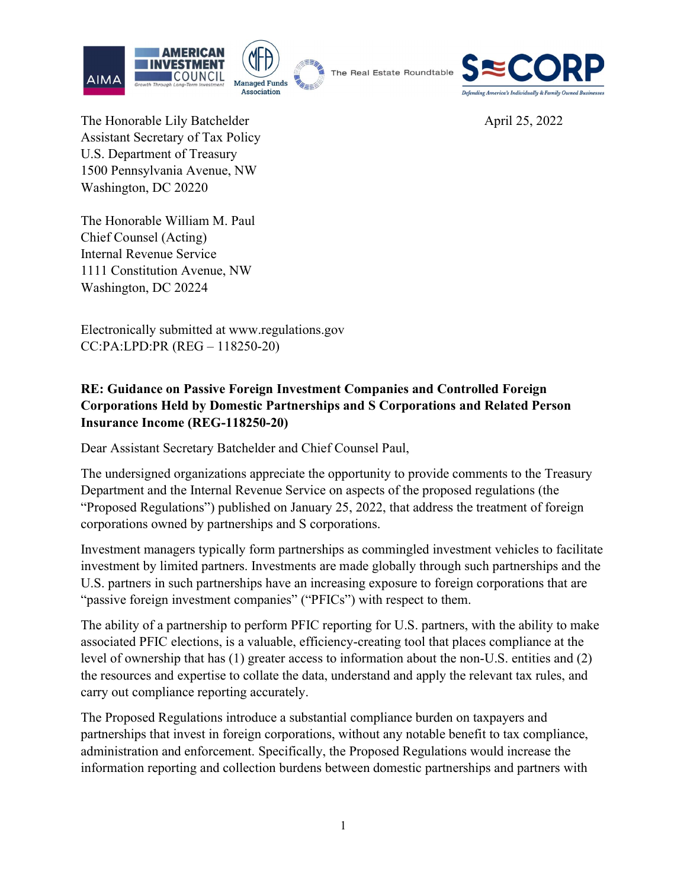The Honorable Lily Batchelder
Assistant Secretary of Tax Policy
U.S. Department of Treasury
1500 Pennsylvania Avenue, NW
Washington, DC 20220

April 25, 2022

The Honorable William M. Paul
Chief Counsel (Acting)
Internal Revenue Service
1111 Constitution Avenue, NW
Washington, DC 20224

Electronically submitted at www.regulations.gov
CC:PA:LPD:PR (REG – 118250-20)

**RE: Guidance on Passive Foreign Investment Companies and Controlled Foreign Corporations Held by Domestic Partnerships and S Corporations and Related Person Insurance Income (REG-118250-20)**

Dear Assistant Secretary Batchelder and Chief Counsel Paul,

The undersigned organizations appreciate the opportunity to provide comments to the Treasury Department and the Internal Revenue Service on aspects of the proposed regulations (the "Proposed Regulations") published on January 25, 2022, that address the treatment of foreign corporations owned by partnerships and S corporations.

Investment managers typically form partnerships as commingled investment vehicles to facilitate investment by limited partners. Investments are made globally through such partnerships and the U.S. partners in such partnerships have an increasing exposure to foreign corporations that are "passive foreign investment companies" ("PFICs") with respect to them.

The ability of a partnership to perform PFIC reporting for U.S. partners, with the ability to make associated PFIC elections, is a valuable, efficiency-creating tool that places compliance at the level of ownership that has (1) greater access to information about the non-U.S. entities and (2) the resources and expertise to collate the data, understand and apply the relevant tax rules, and carry out compliance reporting accurately.

The Proposed Regulations introduce a substantial compliance burden on taxpayers and partnerships that invest in foreign corporations, without any notable benefit to tax compliance, administration and enforcement. Specifically, the Proposed Regulations would increase the information reporting and collection burdens between domestic partnerships and partners with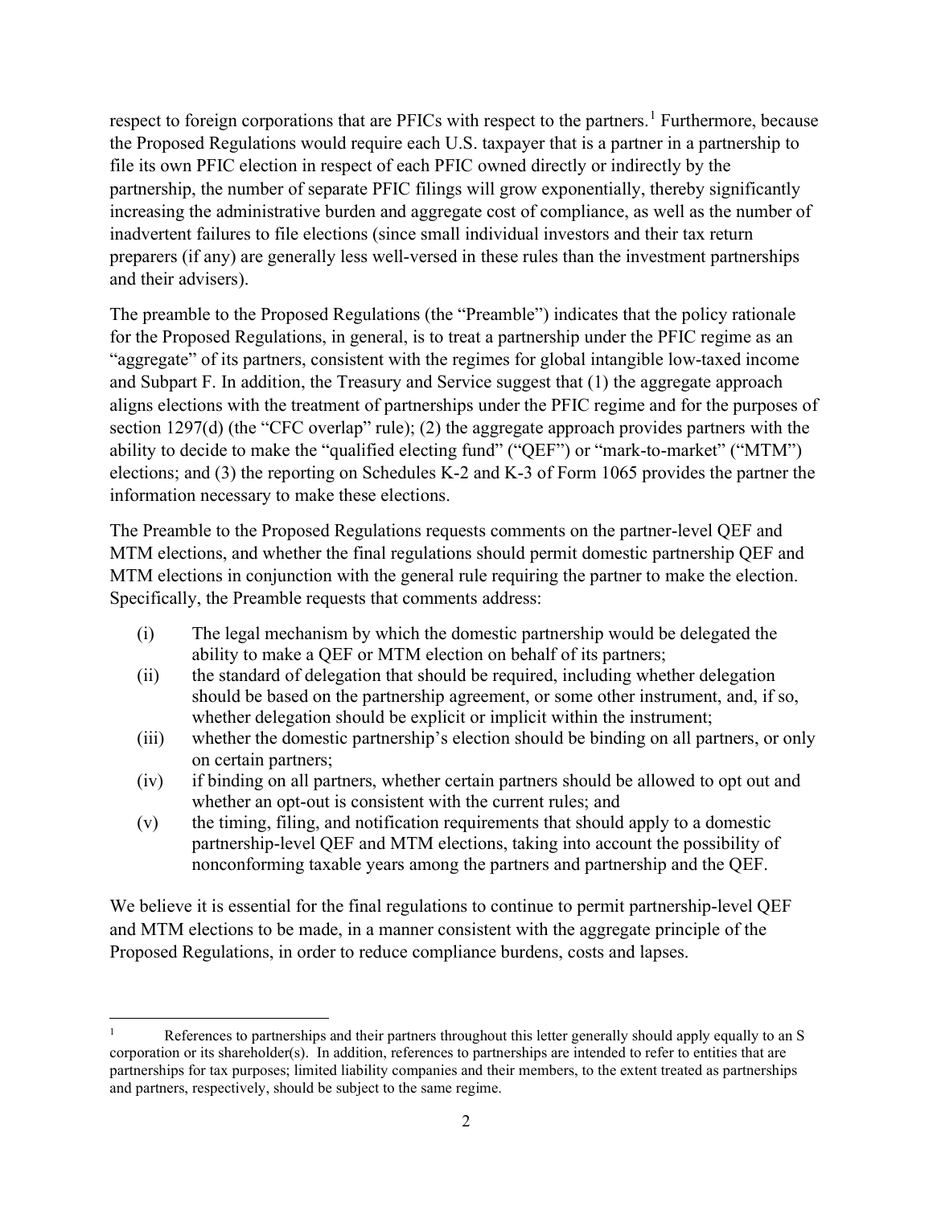respect to foreign corporations that are PFICs with respect to the partners.[1] Furthermore, because the Proposed Regulations would require each U.S. taxpayer that is a partner in a partnership to file its own PFIC election in respect of each PFIC owned directly or indirectly by the partnership, the number of separate PFIC filings will grow exponentially, thereby significantly increasing the administrative burden and aggregate cost of compliance, as well as the number of inadvertent failures to file elections (since small individual investors and their tax return preparers (if any) are generally less well-versed in these rules than the investment partnerships and their advisers).

The preamble to the Proposed Regulations (the "Preamble") indicates that the policy rationale for the Proposed Regulations, in general, is to treat a partnership under the PFIC regime as an "aggregate" of its partners, consistent with the regimes for global intangible low-taxed income and Subpart F. In addition, the Treasury and Service suggest that (1) the aggregate approach aligns elections with the treatment of partnerships under the PFIC regime and for the purposes of section 1297(d) (the "CFC overlap" rule); (2) the aggregate approach provides partners with the ability to decide to make the "qualified electing fund" ("QEF") or "mark-to-market" ("MTM") elections; and (3) the reporting on Schedules K-2 and K-3 of Form 1065 provides the partner the information necessary to make these elections.

The Preamble to the Proposed Regulations requests comments on the partner-level QEF and MTM elections, and whether the final regulations should permit domestic partnership QEF and MTM elections in conjunction with the general rule requiring the partner to make the election. Specifically, the Preamble requests that comments address:

(i) The legal mechanism by which the domestic partnership would be delegated the ability to make a QEF or MTM election on behalf of its partners;

(ii) the standard of delegation that should be required, including whether delegation should be based on the partnership agreement, or some other instrument, and, if so, whether delegation should be explicit or implicit within the instrument;

(iii) whether the domestic partnership's election should be binding on all partners, or only on certain partners;

(iv) if binding on all partners, whether certain partners should be allowed to opt out and whether an opt-out is consistent with the current rules; and

(v) the timing, filing, and notification requirements that should apply to a domestic partnership-level QEF and MTM elections, taking into account the possibility of nonconforming taxable years among the partners and partnership and the QEF.

We believe it is essential for the final regulations to continue to permit partnership-level QEF and MTM elections to be made, in a manner consistent with the aggregate principle of the Proposed Regulations, in order to reduce compliance burdens, costs and lapses.

---

[1] References to partnerships and their partners throughout this letter generally should apply equally to an S corporation or its shareholder(s). In addition, references to partnerships are intended to refer to entities that are partnerships for tax purposes; limited liability companies and their members, to the extent treated as partnerships and partners, respectively, should be subject to the same regime.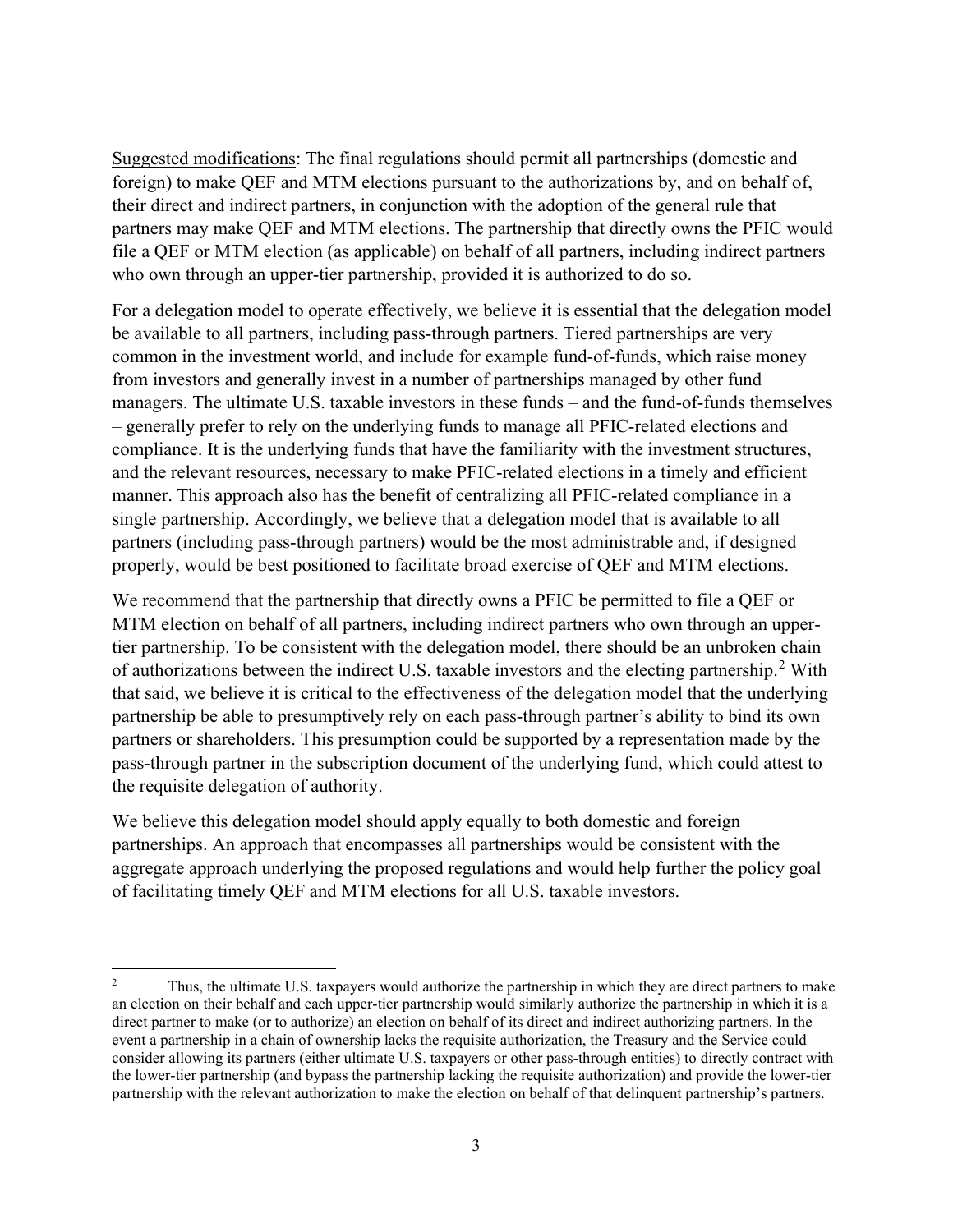Suggested modifications: The final regulations should permit all partnerships (domestic and foreign) to make QEF and MTM elections pursuant to the authorizations by, and on behalf of, their direct and indirect partners, in conjunction with the adoption of the general rule that partners may make QEF and MTM elections. The partnership that directly owns the PFIC would file a QEF or MTM election (as applicable) on behalf of all partners, including indirect partners who own through an upper-tier partnership, provided it is authorized to do so.

For a delegation model to operate effectively, we believe it is essential that the delegation model be available to all partners, including pass-through partners. Tiered partnerships are very common in the investment world, and include for example fund-of-funds, which raise money from investors and generally invest in a number of partnerships managed by other fund managers. The ultimate U.S. taxable investors in these funds – and the fund-of-funds themselves – generally prefer to rely on the underlying funds to manage all PFIC-related elections and compliance. It is the underlying funds that have the familiarity with the investment structures, and the relevant resources, necessary to make PFIC-related elections in a timely and efficient manner. This approach also has the benefit of centralizing all PFIC-related compliance in a single partnership. Accordingly, we believe that a delegation model that is available to all partners (including pass-through partners) would be the most administrable and, if designed properly, would be best positioned to facilitate broad exercise of QEF and MTM elections.

We recommend that the partnership that directly owns a PFIC be permitted to file a QEF or MTM election on behalf of all partners, including indirect partners who own through an upper-tier partnership. To be consistent with the delegation model, there should be an unbroken chain of authorizations between the indirect U.S. taxable investors and the electing partnership.[2] With that said, we believe it is critical to the effectiveness of the delegation model that the underlying partnership be able to presumptively rely on each pass-through partner's ability to bind its own partners or shareholders. This presumption could be supported by a representation made by the pass-through partner in the subscription document of the underlying fund, which could attest to the requisite delegation of authority.

We believe this delegation model should apply equally to both domestic and foreign partnerships. An approach that encompasses all partnerships would be consistent with the aggregate approach underlying the proposed regulations and would help further the policy goal of facilitating timely QEF and MTM elections for all U.S. taxable investors.

---

[2] Thus, the ultimate U.S. taxpayers would authorize the partnership in which they are direct partners to make an election on their behalf and each upper-tier partnership would similarly authorize the partnership in which it is a direct partner to make (or to authorize) an election on behalf of its direct and indirect authorizing partners. In the event a partnership in a chain of ownership lacks the requisite authorization, the Treasury and the Service could consider allowing its partners (either ultimate U.S. taxpayers or other pass-through entities) to directly contract with the lower-tier partnership (and bypass the partnership lacking the requisite authorization) and provide the lower-tier partnership with the relevant authorization to make the election on behalf of that delinquent partnership's partners.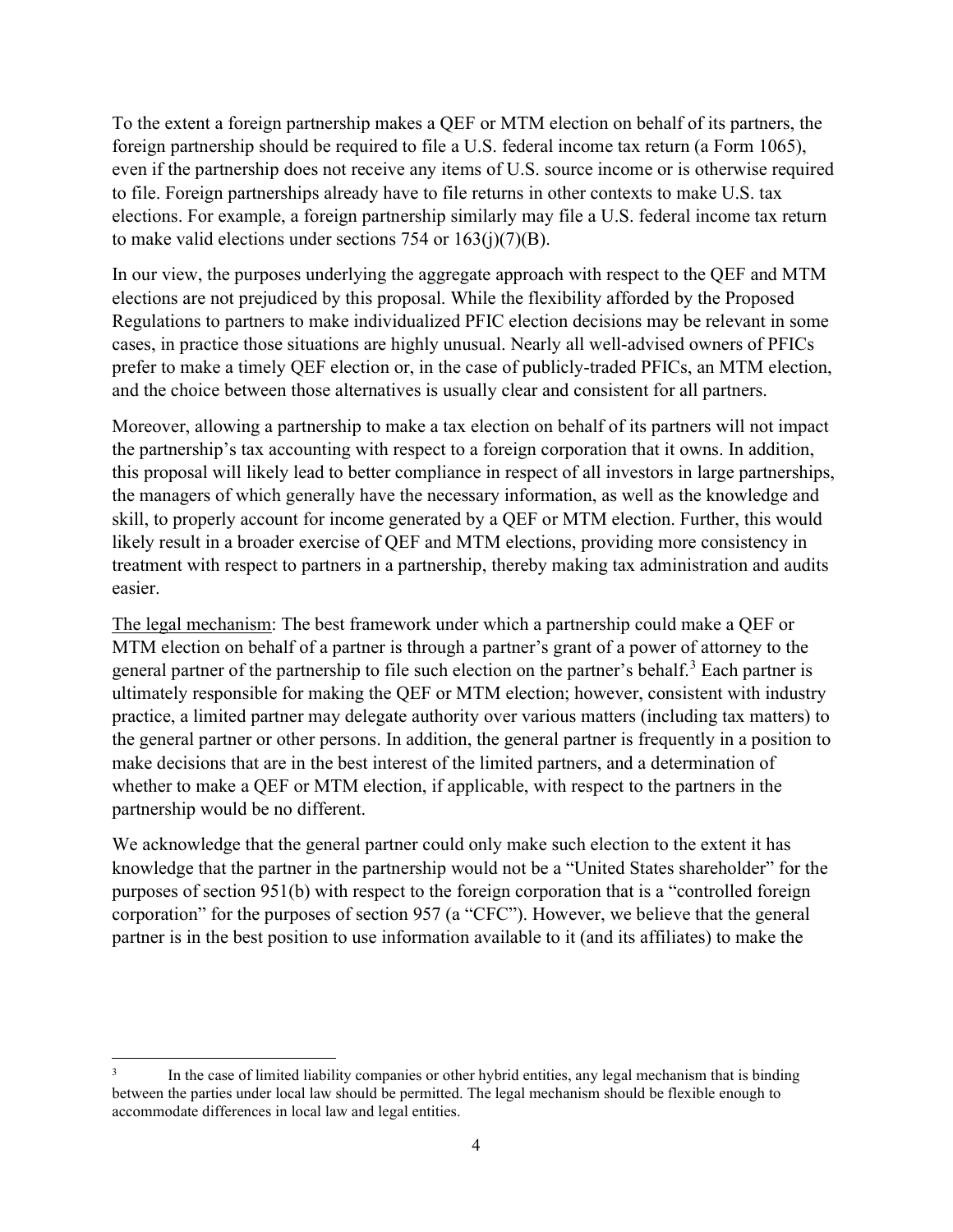To the extent a foreign partnership makes a QEF or MTM election on behalf of its partners, the foreign partnership should be required to file a U.S. federal income tax return (a Form 1065), even if the partnership does not receive any items of U.S. source income or is otherwise required to file. Foreign partnerships already have to file returns in other contexts to make U.S. tax elections. For example, a foreign partnership similarly may file a U.S. federal income tax return to make valid elections under sections 754 or 163(j)(7)(B).

In our view, the purposes underlying the aggregate approach with respect to the QEF and MTM elections are not prejudiced by this proposal. While the flexibility afforded by the Proposed Regulations to partners to make individualized PFIC election decisions may be relevant in some cases, in practice those situations are highly unusual. Nearly all well-advised owners of PFICs prefer to make a timely QEF election or, in the case of publicly-traded PFICs, an MTM election, and the choice between those alternatives is usually clear and consistent for all partners.

Moreover, allowing a partnership to make a tax election on behalf of its partners will not impact the partnership's tax accounting with respect to a foreign corporation that it owns. In addition, this proposal will likely lead to better compliance in respect of all investors in large partnerships, the managers of which generally have the necessary information, as well as the knowledge and skill, to properly account for income generated by a QEF or MTM election. Further, this would likely result in a broader exercise of QEF and MTM elections, providing more consistency in treatment with respect to partners in a partnership, thereby making tax administration and audits easier.

<u>The legal mechanism</u>: The best framework under which a partnership could make a QEF or MTM election on behalf of a partner is through a partner's grant of a power of attorney to the general partner of the partnership to file such election on the partner's behalf.[3] Each partner is ultimately responsible for making the QEF or MTM election; however, consistent with industry practice, a limited partner may delegate authority over various matters (including tax matters) to the general partner or other persons. In addition, the general partner is frequently in a position to make decisions that are in the best interest of the limited partners, and a determination of whether to make a QEF or MTM election, if applicable, with respect to the partners in the partnership would be no different.

We acknowledge that the general partner could only make such election to the extent it has knowledge that the partner in the partnership would not be a "United States shareholder" for the purposes of section 951(b) with respect to the foreign corporation that is a "controlled foreign corporation" for the purposes of section 957 (a "CFC"). However, we believe that the general partner is in the best position to use information available to it (and its affiliates) to make the

---

[3] In the case of limited liability companies or other hybrid entities, any legal mechanism that is binding between the parties under local law should be permitted. The legal mechanism should be flexible enough to accommodate differences in local law and legal entities.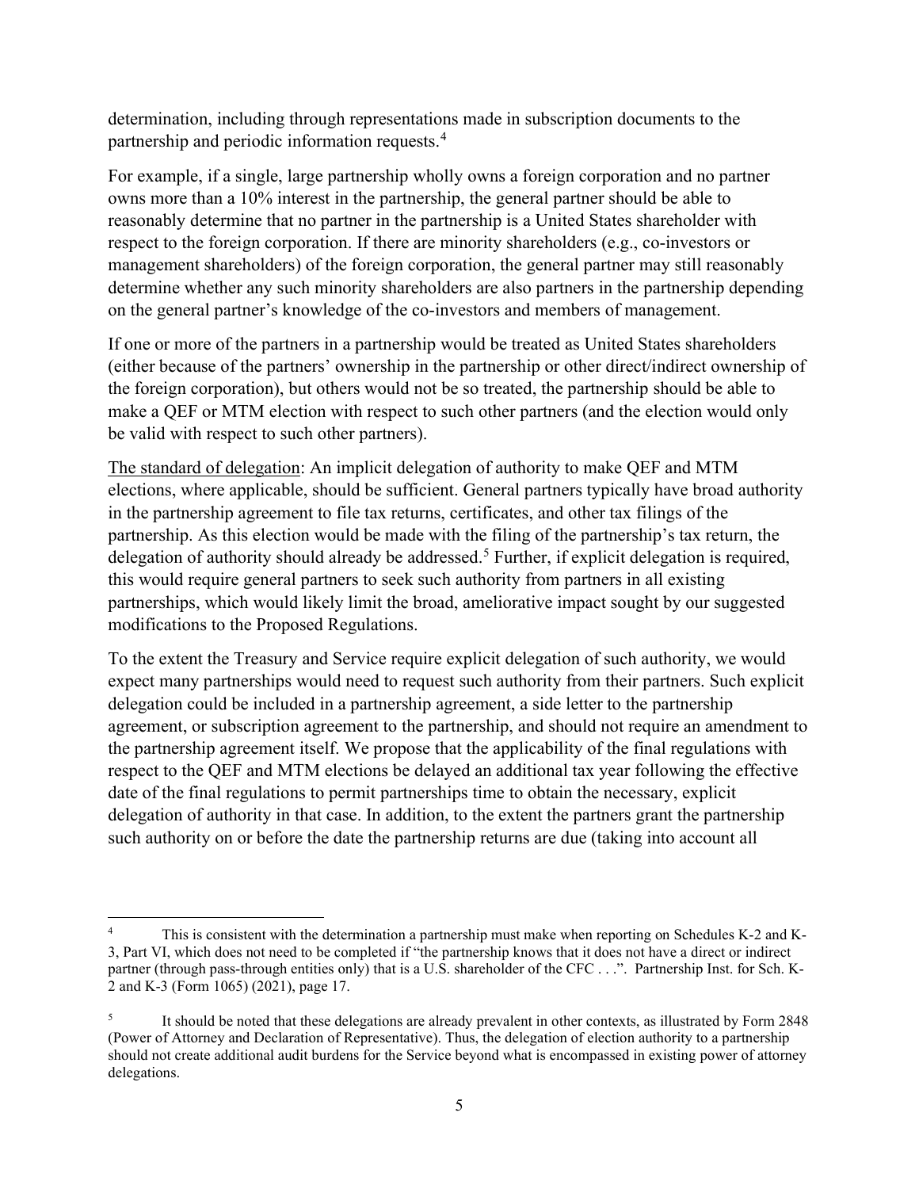determination, including through representations made in subscription documents to the partnership and periodic information requests.[4]

For example, if a single, large partnership wholly owns a foreign corporation and no partner owns more than a 10% interest in the partnership, the general partner should be able to reasonably determine that no partner in the partnership is a United States shareholder with respect to the foreign corporation. If there are minority shareholders (e.g., co-investors or management shareholders) of the foreign corporation, the general partner may still reasonably determine whether any such minority shareholders are also partners in the partnership depending on the general partner's knowledge of the co-investors and members of management.

If one or more of the partners in a partnership would be treated as United States shareholders (either because of the partners' ownership in the partnership or other direct/indirect ownership of the foreign corporation), but others would not be so treated, the partnership should be able to make a QEF or MTM election with respect to such other partners (and the election would only be valid with respect to such other partners).

<u>The standard of delegation</u>: An implicit delegation of authority to make QEF and MTM elections, where applicable, should be sufficient. General partners typically have broad authority in the partnership agreement to file tax returns, certificates, and other tax filings of the partnership. As this election would be made with the filing of the partnership's tax return, the delegation of authority should already be addressed.[5] Further, if explicit delegation is required, this would require general partners to seek such authority from partners in all existing partnerships, which would likely limit the broad, ameliorative impact sought by our suggested modifications to the Proposed Regulations.

To the extent the Treasury and Service require explicit delegation of such authority, we would expect many partnerships would need to request such authority from their partners. Such explicit delegation could be included in a partnership agreement, a side letter to the partnership agreement, or subscription agreement to the partnership, and should not require an amendment to the partnership agreement itself. We propose that the applicability of the final regulations with respect to the QEF and MTM elections be delayed an additional tax year following the effective date of the final regulations to permit partnerships time to obtain the necessary, explicit delegation of authority in that case. In addition, to the extent the partners grant the partnership such authority on or before the date the partnership returns are due (taking into account all

---

[4] This is consistent with the determination a partnership must make when reporting on Schedules K-2 and K-3, Part VI, which does not need to be completed if "the partnership knows that it does not have a direct or indirect partner (through pass-through entities only) that is a U.S. shareholder of the CFC . . .". Partnership Inst. for Sch. K-2 and K-3 (Form 1065) (2021), page 17.

[5] It should be noted that these delegations are already prevalent in other contexts, as illustrated by Form 2848 (Power of Attorney and Declaration of Representative). Thus, the delegation of election authority to a partnership should not create additional audit burdens for the Service beyond what is encompassed in existing power of attorney delegations.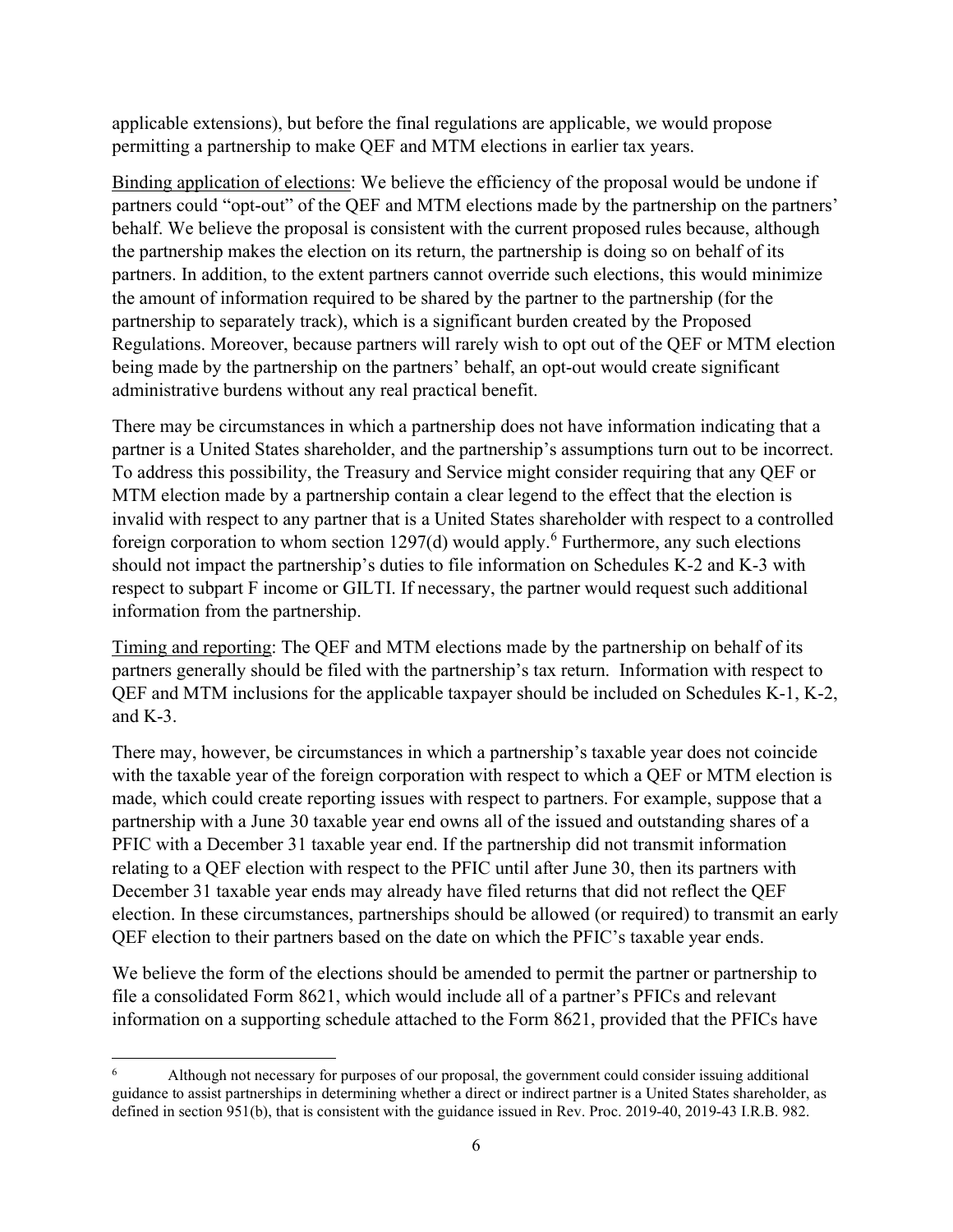applicable extensions), but before the final regulations are applicable, we would propose permitting a partnership to make QEF and MTM elections in earlier tax years.

Binding application of elections: We believe the efficiency of the proposal would be undone if partners could "opt-out" of the QEF and MTM elections made by the partnership on the partners' behalf. We believe the proposal is consistent with the current proposed rules because, although the partnership makes the election on its return, the partnership is doing so on behalf of its partners. In addition, to the extent partners cannot override such elections, this would minimize the amount of information required to be shared by the partner to the partnership (for the partnership to separately track), which is a significant burden created by the Proposed Regulations. Moreover, because partners will rarely wish to opt out of the QEF or MTM election being made by the partnership on the partners' behalf, an opt-out would create significant administrative burdens without any real practical benefit.

There may be circumstances in which a partnership does not have information indicating that a partner is a United States shareholder, and the partnership's assumptions turn out to be incorrect. To address this possibility, the Treasury and Service might consider requiring that any QEF or MTM election made by a partnership contain a clear legend to the effect that the election is invalid with respect to any partner that is a United States shareholder with respect to a controlled foreign corporation to whom section 1297(d) would apply.[6] Furthermore, any such elections should not impact the partnership's duties to file information on Schedules K-2 and K-3 with respect to subpart F income or GILTI. If necessary, the partner would request such additional information from the partnership.

Timing and reporting: The QEF and MTM elections made by the partnership on behalf of its partners generally should be filed with the partnership's tax return. Information with respect to QEF and MTM inclusions for the applicable taxpayer should be included on Schedules K-1, K-2, and K-3.

There may, however, be circumstances in which a partnership's taxable year does not coincide with the taxable year of the foreign corporation with respect to which a QEF or MTM election is made, which could create reporting issues with respect to partners. For example, suppose that a partnership with a June 30 taxable year end owns all of the issued and outstanding shares of a PFIC with a December 31 taxable year end. If the partnership did not transmit information relating to a QEF election with respect to the PFIC until after June 30, then its partners with December 31 taxable year ends may already have filed returns that did not reflect the QEF election. In these circumstances, partnerships should be allowed (or required) to transmit an early QEF election to their partners based on the date on which the PFIC's taxable year ends.

We believe the form of the elections should be amended to permit the partner or partnership to file a consolidated Form 8621, which would include all of a partner's PFICs and relevant information on a supporting schedule attached to the Form 8621, provided that the PFICs have

---

[6] Although not necessary for purposes of our proposal, the government could consider issuing additional guidance to assist partnerships in determining whether a direct or indirect partner is a United States shareholder, as defined in section 951(b), that is consistent with the guidance issued in Rev. Proc. 2019-40, 2019-43 I.R.B. 982.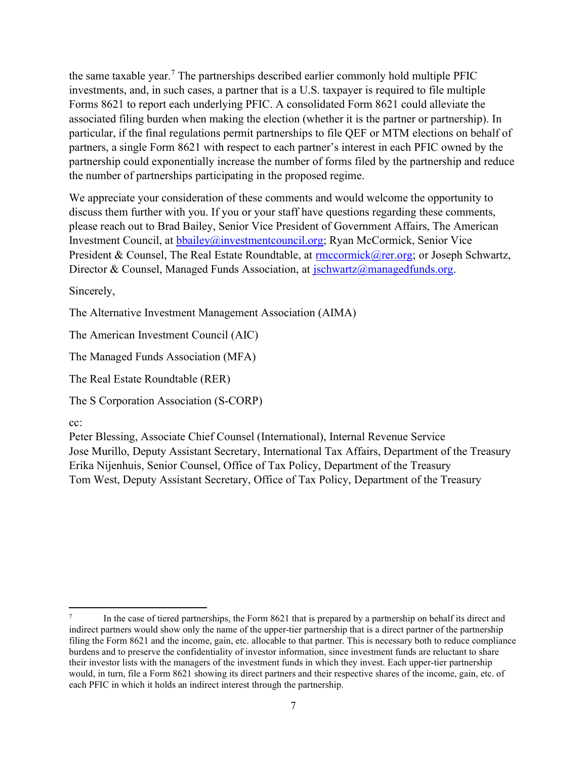the same taxable year.[7] The partnerships described earlier commonly hold multiple PFIC investments, and, in such cases, a partner that is a U.S. taxpayer is required to file multiple Forms 8621 to report each underlying PFIC. A consolidated Form 8621 could alleviate the associated filing burden when making the election (whether it is the partner or partnership). In particular, if the final regulations permit partnerships to file QEF or MTM elections on behalf of partners, a single Form 8621 with respect to each partner's interest in each PFIC owned by the partnership could exponentially increase the number of forms filed by the partnership and reduce the number of partnerships participating in the proposed regime.

We appreciate your consideration of these comments and would welcome the opportunity to discuss them further with you. If you or your staff have questions regarding these comments, please reach out to Brad Bailey, Senior Vice President of Government Affairs, The American Investment Council, at bbailey@investmentcouncil.org; Ryan McCormick, Senior Vice President & Counsel, The Real Estate Roundtable, at rmccormick@rer.org; or Joseph Schwartz, Director & Counsel, Managed Funds Association, at jschwartz@managedfunds.org.

Sincerely,

The Alternative Investment Management Association (AIMA)

The American Investment Council (AIC)

The Managed Funds Association (MFA)

The Real Estate Roundtable (RER)

The S Corporation Association (S-CORP)

cc:
Peter Blessing, Associate Chief Counsel (International), Internal Revenue Service
Jose Murillo, Deputy Assistant Secretary, International Tax Affairs, Department of the Treasury
Erika Nijenhuis, Senior Counsel, Office of Tax Policy, Department of the Treasury
Tom West, Deputy Assistant Secretary, Office of Tax Policy, Department of the Treasury

---

[7] In the case of tiered partnerships, the Form 8621 that is prepared by a partnership on behalf its direct and indirect partners would show only the name of the upper-tier partnership that is a direct partner of the partnership filing the Form 8621 and the income, gain, etc. allocable to that partner. This is necessary both to reduce compliance burdens and to preserve the confidentiality of investor information, since investment funds are reluctant to share their investor lists with the managers of the investment funds in which they invest. Each upper-tier partnership would, in turn, file a Form 8621 showing its direct partners and their respective shares of the income, gain, etc. of each PFIC in which it holds an indirect interest through the partnership.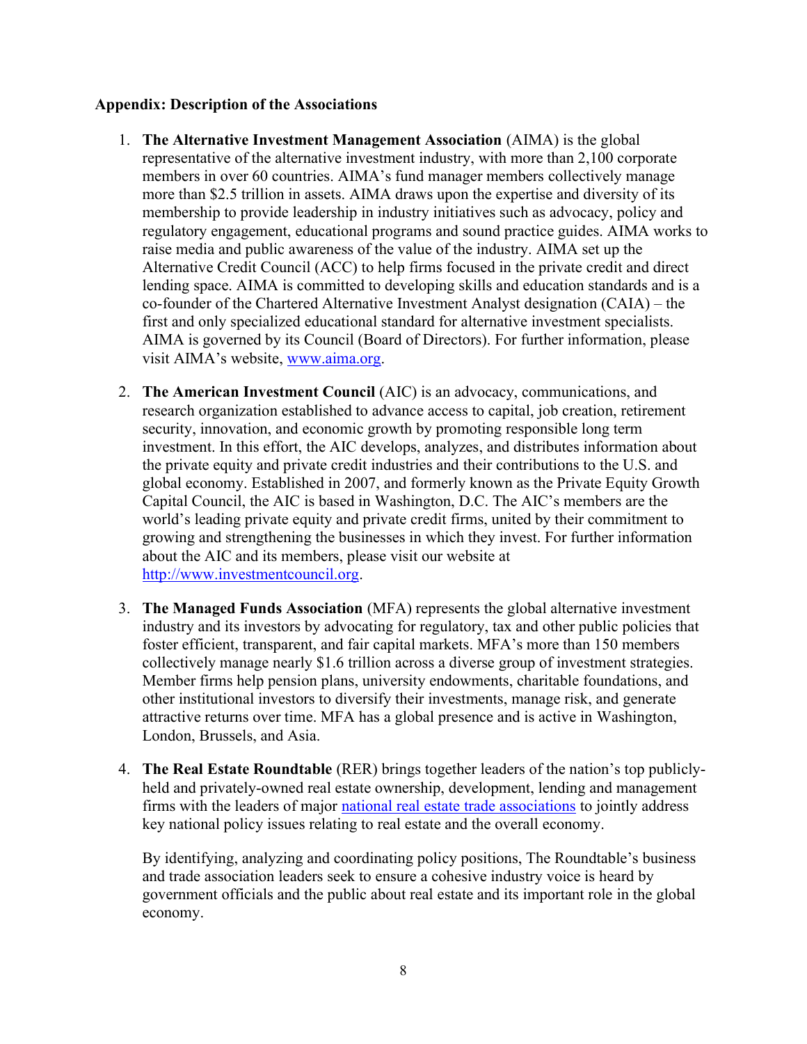**Appendix: Description of the Associations**

1. **The Alternative Investment Management Association** (AIMA) is the global representative of the alternative investment industry, with more than 2,100 corporate members in over 60 countries. AIMA's fund manager members collectively manage more than $2.5 trillion in assets. AIMA draws upon the expertise and diversity of its membership to provide leadership in industry initiatives such as advocacy, policy and regulatory engagement, educational programs and sound practice guides. AIMA works to raise media and public awareness of the value of the industry. AIMA set up the Alternative Credit Council (ACC) to help firms focused in the private credit and direct lending space. AIMA is committed to developing skills and education standards and is a co-founder of the Chartered Alternative Investment Analyst designation (CAIA) – the first and only specialized educational standard for alternative investment specialists. AIMA is governed by its Council (Board of Directors). For further information, please visit AIMA's website, [www.aima.org](www.aima.org).

2. **The American Investment Council** (AIC) is an advocacy, communications, and research organization established to advance access to capital, job creation, retirement security, innovation, and economic growth by promoting responsible long term investment. In this effort, the AIC develops, analyzes, and distributes information about the private equity and private credit industries and their contributions to the U.S. and global economy. Established in 2007, and formerly known as the Private Equity Growth Capital Council, the AIC is based in Washington, D.C. The AIC's members are the world's leading private equity and private credit firms, united by their commitment to growing and strengthening the businesses in which they invest. For further information about the AIC and its members, please visit our website at [http://www.investmentcouncil.org](http://www.investmentcouncil.org).

3. **The Managed Funds Association** (MFA) represents the global alternative investment industry and its investors by advocating for regulatory, tax and other public policies that foster efficient, transparent, and fair capital markets. MFA's more than 150 members collectively manage nearly $1.6 trillion across a diverse group of investment strategies. Member firms help pension plans, university endowments, charitable foundations, and other institutional investors to diversify their investments, manage risk, and generate attractive returns over time. MFA has a global presence and is active in Washington, London, Brussels, and Asia.

4. **The Real Estate Roundtable** (RER) brings together leaders of the nation's top publicly-held and privately-owned real estate ownership, development, lending and management firms with the leaders of major national real estate trade associations to jointly address key national policy issues relating to real estate and the overall economy.

   By identifying, analyzing and coordinating policy positions, The Roundtable's business and trade association leaders seek to ensure a cohesive industry voice is heard by government officials and the public about real estate and its important role in the global economy.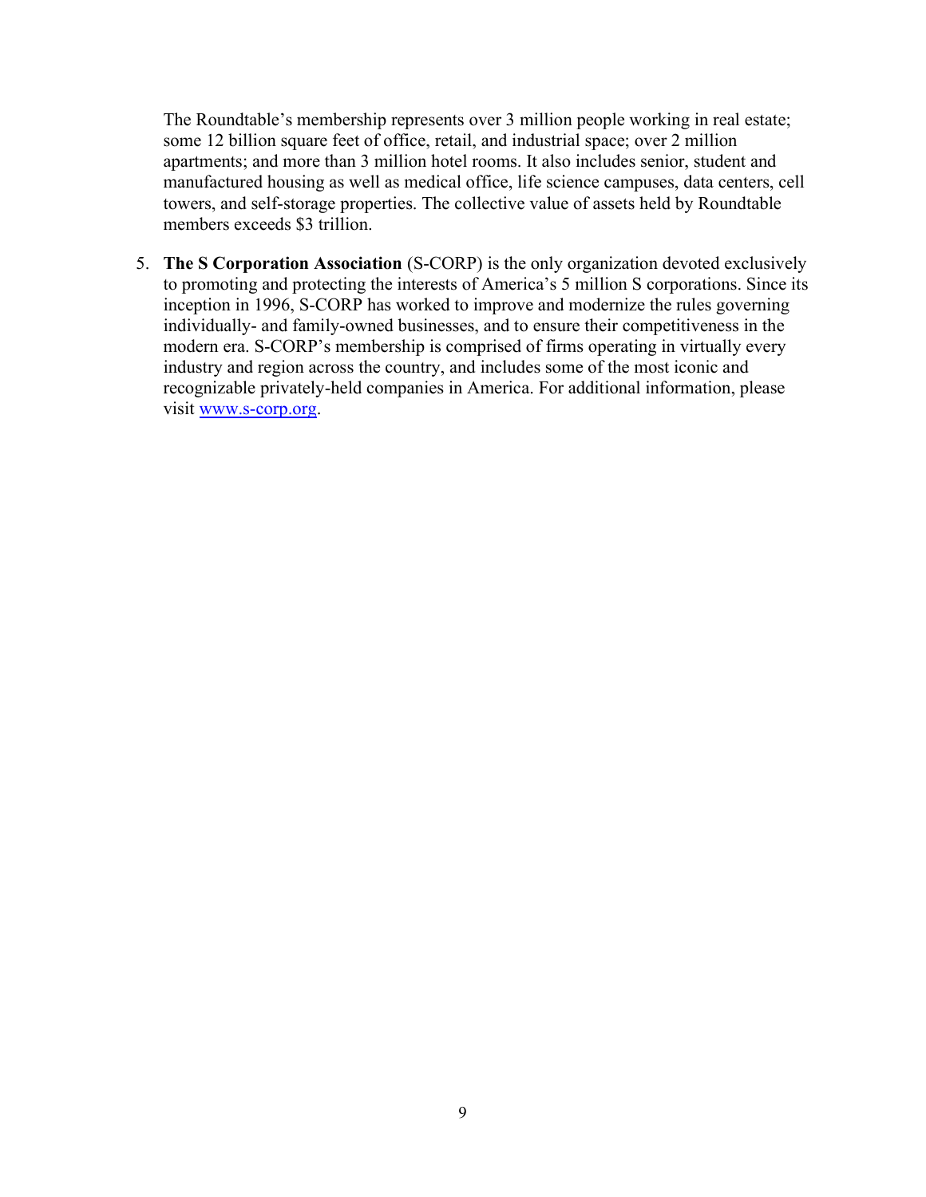The Roundtable's membership represents over 3 million people working in real estate; some 12 billion square feet of office, retail, and industrial space; over 2 million apartments; and more than 3 million hotel rooms. It also includes senior, student and manufactured housing as well as medical office, life science campuses, data centers, cell towers, and self-storage properties. The collective value of assets held by Roundtable members exceeds $3 trillion.

5. **The S Corporation Association** (S-CORP) is the only organization devoted exclusively to promoting and protecting the interests of America's 5 million S corporations. Since its inception in 1996, S-CORP has worked to improve and modernize the rules governing individually- and family-owned businesses, and to ensure their competitiveness in the modern era. S-CORP's membership is comprised of firms operating in virtually every industry and region across the country, and includes some of the most iconic and recognizable privately-held companies in America. For additional information, please visit [www.s-corp.org](www.s-corp.org).